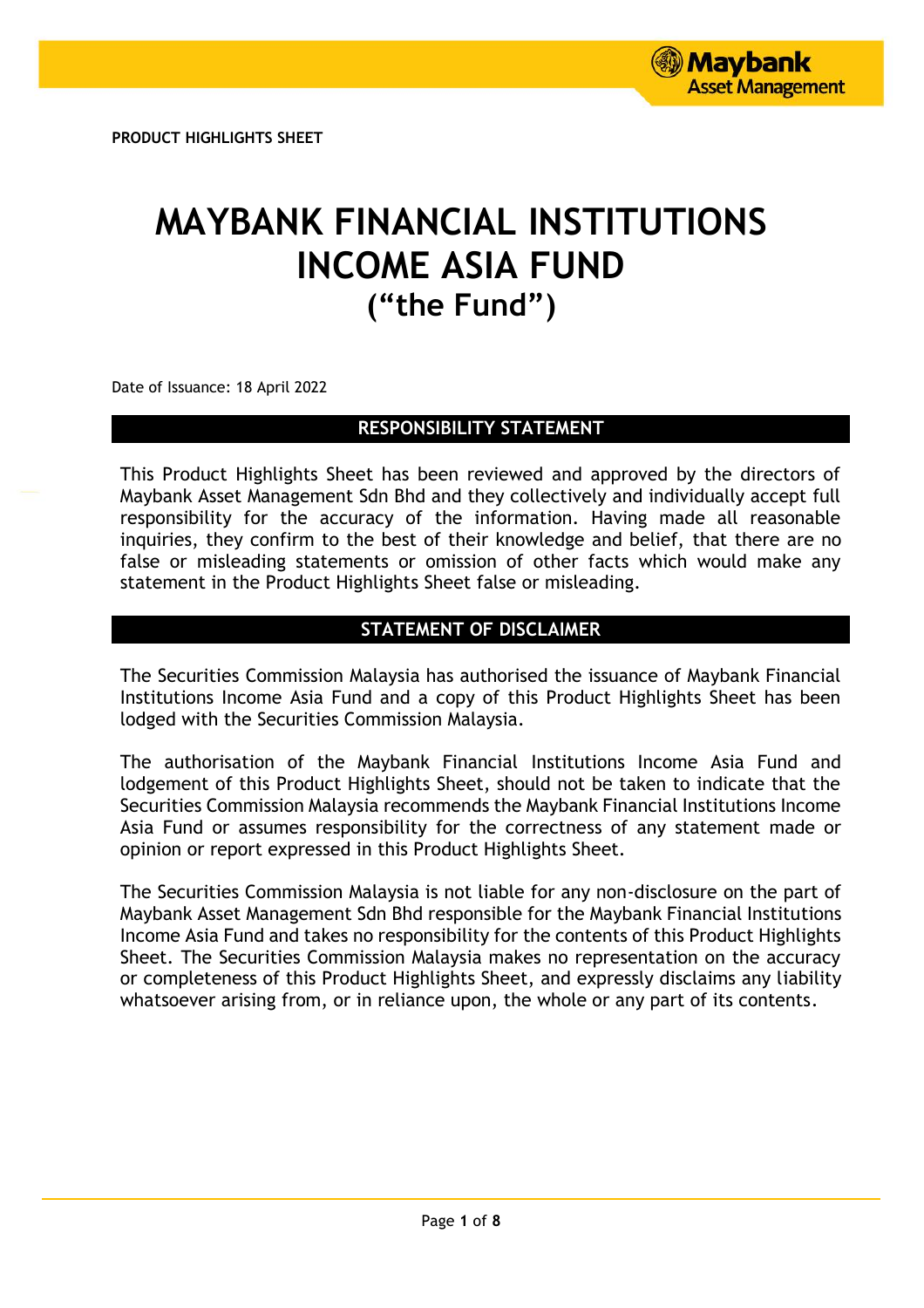PRODUCT HIGHLIGHTS SHEET

# MAYBANK FINANCIAL INSTITUTIONS INCOME ASIA FUND
# ("the Fund")

Date of Issuance: 18 April 2022

## RESPONSIBILITY STATEMENT

This Product Highlights Sheet has been reviewed and approved by the directors of Maybank Asset Management Sdn Bhd and they collectively and individually accept full responsibility for the accuracy of the information. Having made all reasonable inquiries, they confirm to the best of their knowledge and belief, that there are no false or misleading statements or omission of other facts which would make any statement in the Product Highlights Sheet false or misleading.

## STATEMENT OF DISCLAIMER

The Securities Commission Malaysia has authorised the issuance of Maybank Financial Institutions Income Asia Fund and a copy of this Product Highlights Sheet has been lodged with the Securities Commission Malaysia.

The authorisation of the Maybank Financial Institutions Income Asia Fund and lodgement of this Product Highlights Sheet, should not be taken to indicate that the Securities Commission Malaysia recommends the Maybank Financial Institutions Income Asia Fund or assumes responsibility for the correctness of any statement made or opinion or report expressed in this Product Highlights Sheet.

The Securities Commission Malaysia is not liable for any non-disclosure on the part of Maybank Asset Management Sdn Bhd responsible for the Maybank Financial Institutions Income Asia Fund and takes no responsibility for the contents of this Product Highlights Sheet. The Securities Commission Malaysia makes no representation on the accuracy or completeness of this Product Highlights Sheet, and expressly disclaims any liability whatsoever arising from, or in reliance upon, the whole or any part of its contents.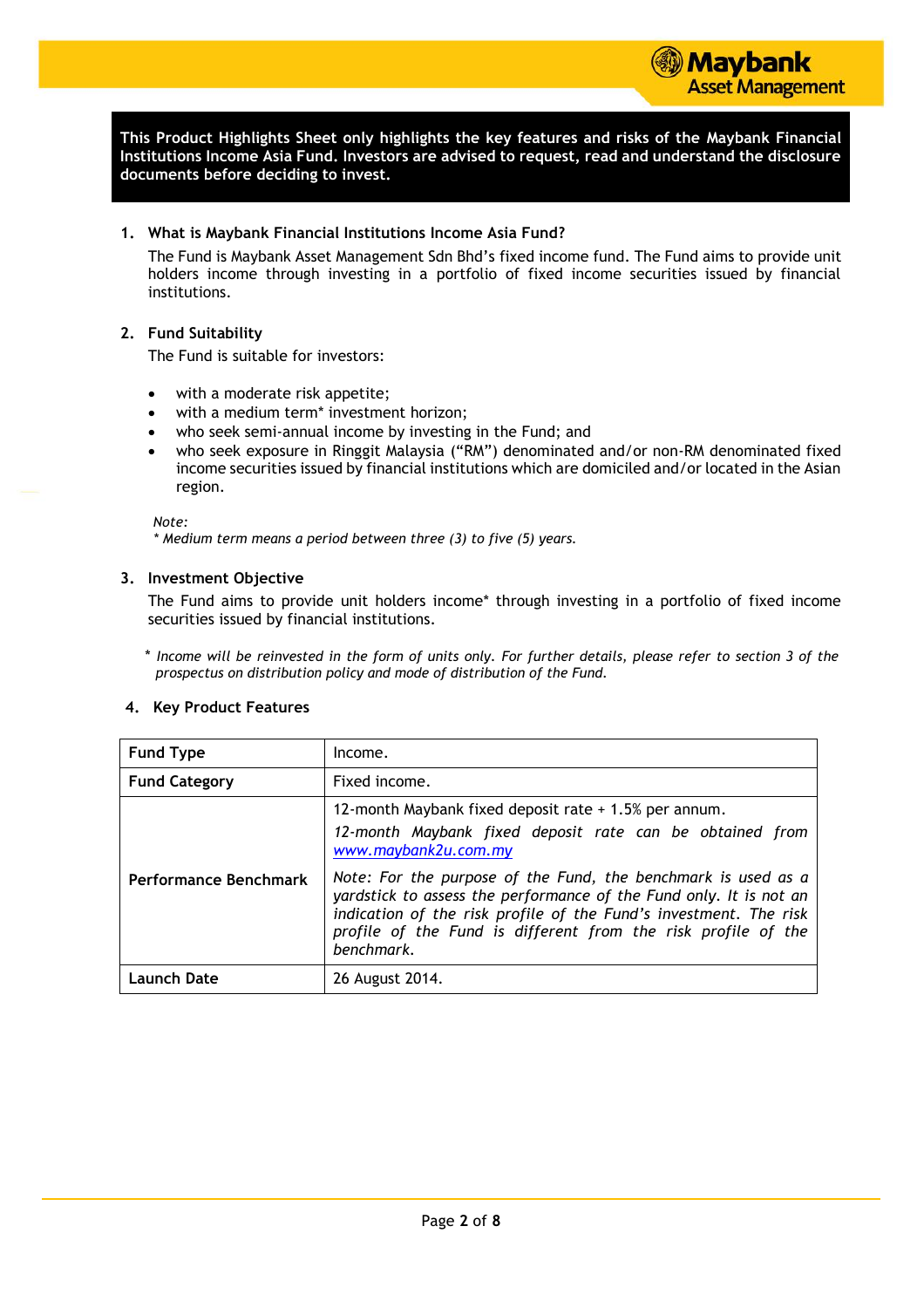**This Product Highlights Sheet only highlights the key features and risks of the Maybank Financial Institutions Income Asia Fund. Investors are advised to request, read and understand the disclosure documents before deciding to invest.**

## 1. What is Maybank Financial Institutions Income Asia Fund?

The Fund is Maybank Asset Management Sdn Bhd's fixed income fund. The Fund aims to provide unit holders income through investing in a portfolio of fixed income securities issued by financial institutions.

## 2. Fund Suitability

The Fund is suitable for investors:

- with a moderate risk appetite;
- with a medium term* investment horizon;
- who seek semi-annual income by investing in the Fund; and
- who seek exposure in Ringgit Malaysia ("RM") denominated and/or non-RM denominated fixed income securities issued by financial institutions which are domiciled and/or located in the Asian region.

*Note:*
*\* Medium term means a period between three (3) to five (5) years.*

## 3. Investment Objective

The Fund aims to provide unit holders income* through investing in a portfolio of fixed income securities issued by financial institutions.

*\* Income will be reinvested in the form of units only. For further details, please refer to section 3 of the prospectus on distribution policy and mode of distribution of the Fund.*

## 4. Key Product Features

| | |
|---|---|
| **Fund Type** | Income. |
| **Fund Category** | Fixed income. |
| **Performance Benchmark** | 12-month Maybank fixed deposit rate + 1.5% per annum.<br>*12-month Maybank fixed deposit rate can be obtained from [www.maybank2u.com.my](www.maybank2u.com.my)*<br>*Note: For the purpose of the Fund, the benchmark is used as a yardstick to assess the performance of the Fund only. It is not an indication of the risk profile of the Fund's investment. The risk profile of the Fund is different from the risk profile of the benchmark.* |
| **Launch Date** | 26 August 2014. |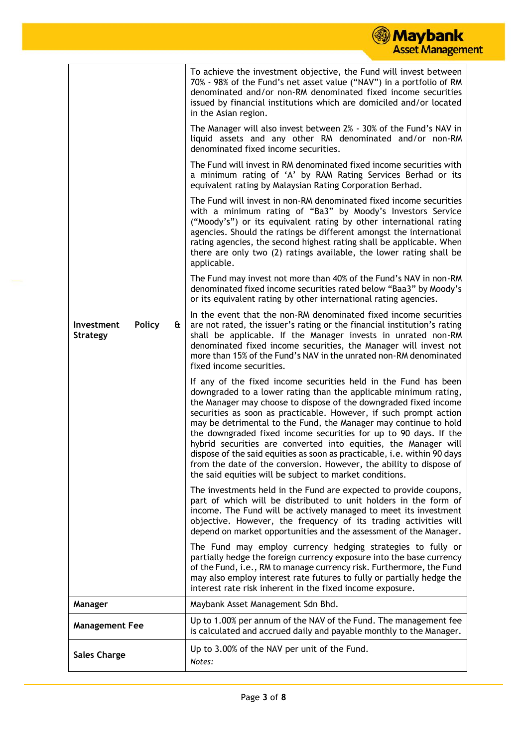| | |
|---|---|
| **Investment Policy & Strategy** | To achieve the investment objective, the Fund will invest between 70% - 98% of the Fund's net asset value ("NAV") in a portfolio of RM denominated and/or non-RM denominated fixed income securities issued by financial institutions which are domiciled and/or located in the Asian region.<br><br>The Manager will also invest between 2% - 30% of the Fund's NAV in liquid assets and any other RM denominated and/or non-RM denominated fixed income securities.<br><br>The Fund will invest in RM denominated fixed income securities with a minimum rating of 'A' by RAM Rating Services Berhad or its equivalent rating by Malaysian Rating Corporation Berhad.<br><br>The Fund will invest in non-RM denominated fixed income securities with a minimum rating of "Ba3" by Moody's Investors Service ("Moody's") or its equivalent rating by other international rating agencies. Should the ratings be different amongst the international rating agencies, the second highest rating shall be applicable. When there are only two (2) ratings available, the lower rating shall be applicable.<br><br>The Fund may invest not more than 40% of the Fund's NAV in non-RM denominated fixed income securities rated below "Baa3" by Moody's or its equivalent rating by other international rating agencies.<br><br>In the event that the non-RM denominated fixed income securities are not rated, the issuer's rating or the financial institution's rating shall be applicable. If the Manager invests in unrated non-RM denominated fixed income securities, the Manager will invest not more than 15% of the Fund's NAV in the unrated non-RM denominated fixed income securities.<br><br>If any of the fixed income securities held in the Fund has been downgraded to a lower rating than the applicable minimum rating, the Manager may choose to dispose of the downgraded fixed income securities as soon as practicable. However, if such prompt action may be detrimental to the Fund, the Manager may continue to hold the downgraded fixed income securities for up to 90 days. If the hybrid securities are converted into equities, the Manager will dispose of the said equities as soon as practicable, i.e. within 90 days from the date of the conversion. However, the ability to dispose of the said equities will be subject to market conditions.<br><br>The investments held in the Fund are expected to provide coupons, part of which will be distributed to unit holders in the form of income. The Fund will be actively managed to meet its investment objective. However, the frequency of its trading activities will depend on market opportunities and the assessment of the Manager.<br><br>The Fund may employ currency hedging strategies to fully or partially hedge the foreign currency exposure into the base currency of the Fund, i.e., RM to manage currency risk. Furthermore, the Fund may also employ interest rate futures to fully or partially hedge the interest rate risk inherent in the fixed income exposure. |
| **Manager** | Maybank Asset Management Sdn Bhd. |
| **Management Fee** | Up to 1.00% per annum of the NAV of the Fund. The management fee is calculated and accrued daily and payable monthly to the Manager. |
| **Sales Charge** | Up to 3.00% of the NAV per unit of the Fund.<br>*Notes:* |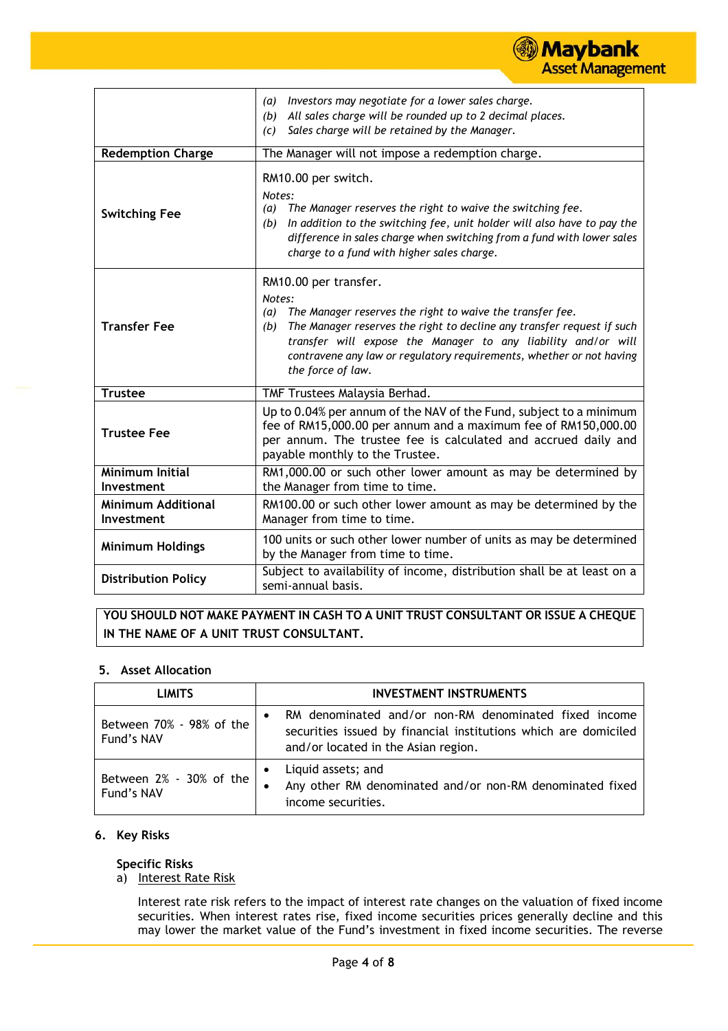| | |
|---|---|
| | *(a) Investors may negotiate for a lower sales charge.*<br>*(b) All sales charge will be rounded up to 2 decimal places.*<br>*(c) Sales charge will be retained by the Manager.* |
| **Redemption Charge** | The Manager will not impose a redemption charge. |
| **Switching Fee** | RM10.00 per switch.<br>*Notes:*<br>*(a) The Manager reserves the right to waive the switching fee.*<br>*(b) In addition to the switching fee, unit holder will also have to pay the difference in sales charge when switching from a fund with lower sales charge to a fund with higher sales charge.* |
| **Transfer Fee** | RM10.00 per transfer.<br>*Notes:*<br>*(a) The Manager reserves the right to waive the transfer fee.*<br>*(b) The Manager reserves the right to decline any transfer request if such transfer will expose the Manager to any liability and/or will contravene any law or regulatory requirements, whether or not having the force of law.* |
| **Trustee** | TMF Trustees Malaysia Berhad. |
| **Trustee Fee** | Up to 0.04% per annum of the NAV of the Fund, subject to a minimum fee of RM15,000.00 per annum and a maximum fee of RM150,000.00 per annum. The trustee fee is calculated and accrued daily and payable monthly to the Trustee. |
| **Minimum Initial Investment** | RM1,000.00 or such other lower amount as may be determined by the Manager from time to time. |
| **Minimum Additional Investment** | RM100.00 or such other lower amount as may be determined by the Manager from time to time. |
| **Minimum Holdings** | 100 units or such other lower number of units as may be determined by the Manager from time to time. |
| **Distribution Policy** | Subject to availability of income, distribution shall be at least on a semi-annual basis. |

**YOU SHOULD NOT MAKE PAYMENT IN CASH TO A UNIT TRUST CONSULTANT OR ISSUE A CHEQUE IN THE NAME OF A UNIT TRUST CONSULTANT.**

## 5. Asset Allocation

| LIMITS | INVESTMENT INSTRUMENTS |
|---|---|
| Between 70% - 98% of the Fund's NAV | • RM denominated and/or non-RM denominated fixed income securities issued by financial institutions which are domiciled and/or located in the Asian region. |
| Between 2% - 30% of the Fund's NAV | • Liquid assets; and<br>• Any other RM denominated and/or non-RM denominated fixed income securities. |

## 6. Key Risks

### Specific Risks

a) Interest Rate Risk

Interest rate risk refers to the impact of interest rate changes on the valuation of fixed income securities. When interest rates rise, fixed income securities prices generally decline and this may lower the market value of the Fund's investment in fixed income securities. The reverse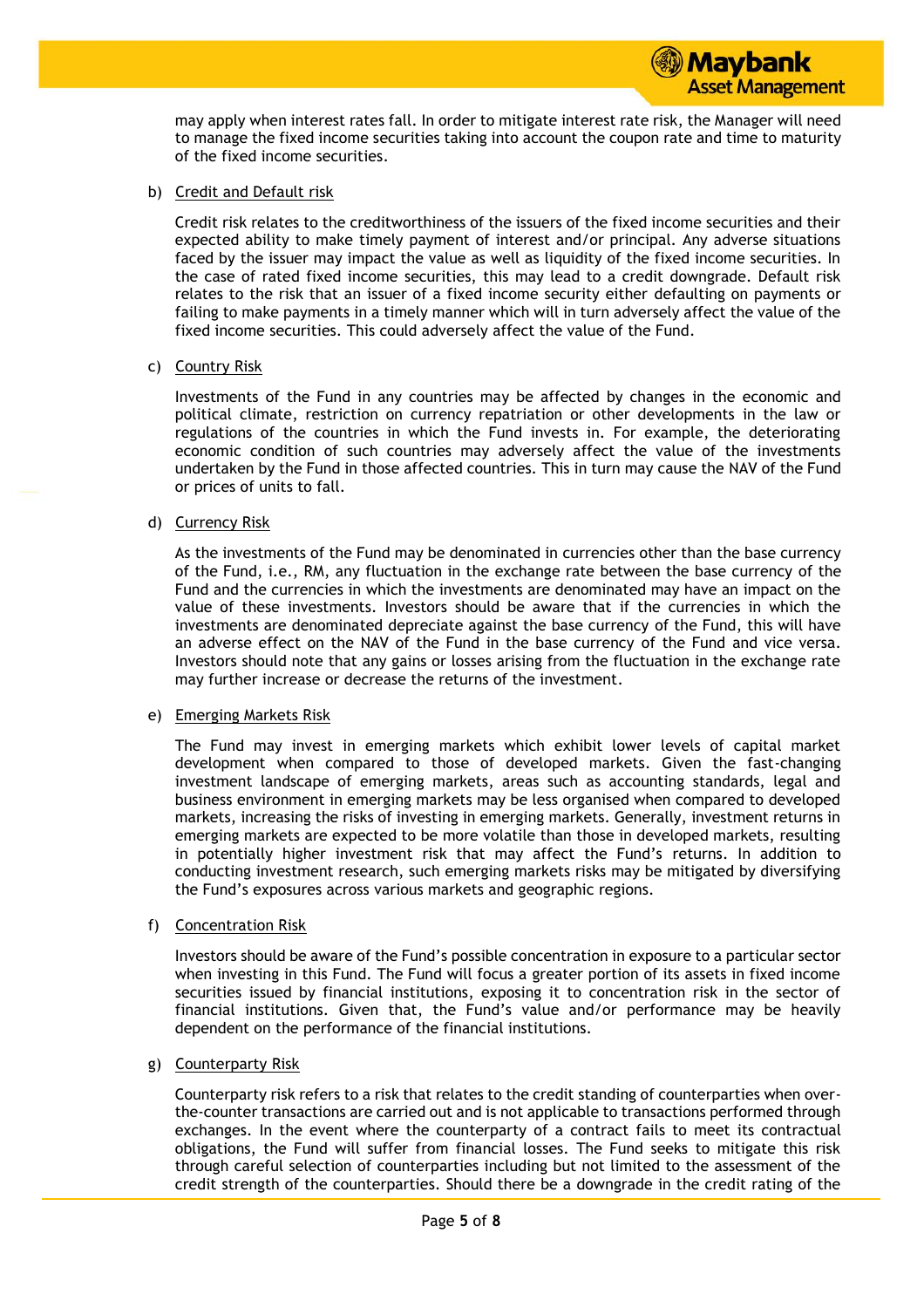may apply when interest rates fall. In order to mitigate interest rate risk, the Manager will need to manage the fixed income securities taking into account the coupon rate and time to maturity of the fixed income securities.

b) Credit and Default risk

Credit risk relates to the creditworthiness of the issuers of the fixed income securities and their expected ability to make timely payment of interest and/or principal. Any adverse situations faced by the issuer may impact the value as well as liquidity of the fixed income securities. In the case of rated fixed income securities, this may lead to a credit downgrade. Default risk relates to the risk that an issuer of a fixed income security either defaulting on payments or failing to make payments in a timely manner which will in turn adversely affect the value of the fixed income securities. This could adversely affect the value of the Fund.

c) Country Risk

Investments of the Fund in any countries may be affected by changes in the economic and political climate, restriction on currency repatriation or other developments in the law or regulations of the countries in which the Fund invests in. For example, the deteriorating economic condition of such countries may adversely affect the value of the investments undertaken by the Fund in those affected countries. This in turn may cause the NAV of the Fund or prices of units to fall.

d) Currency Risk

As the investments of the Fund may be denominated in currencies other than the base currency of the Fund, i.e., RM, any fluctuation in the exchange rate between the base currency of the Fund and the currencies in which the investments are denominated may have an impact on the value of these investments. Investors should be aware that if the currencies in which the investments are denominated depreciate against the base currency of the Fund, this will have an adverse effect on the NAV of the Fund in the base currency of the Fund and vice versa. Investors should note that any gains or losses arising from the fluctuation in the exchange rate may further increase or decrease the returns of the investment.

e) Emerging Markets Risk

The Fund may invest in emerging markets which exhibit lower levels of capital market development when compared to those of developed markets. Given the fast-changing investment landscape of emerging markets, areas such as accounting standards, legal and business environment in emerging markets may be less organised when compared to developed markets, increasing the risks of investing in emerging markets. Generally, investment returns in emerging markets are expected to be more volatile than those in developed markets, resulting in potentially higher investment risk that may affect the Fund's returns. In addition to conducting investment research, such emerging markets risks may be mitigated by diversifying the Fund's exposures across various markets and geographic regions.

f) Concentration Risk

Investors should be aware of the Fund's possible concentration in exposure to a particular sector when investing in this Fund. The Fund will focus a greater portion of its assets in fixed income securities issued by financial institutions, exposing it to concentration risk in the sector of financial institutions. Given that, the Fund's value and/or performance may be heavily dependent on the performance of the financial institutions.

g) Counterparty Risk

Counterparty risk refers to a risk that relates to the credit standing of counterparties when over-the-counter transactions are carried out and is not applicable to transactions performed through exchanges. In the event where the counterparty of a contract fails to meet its contractual obligations, the Fund will suffer from financial losses. The Fund seeks to mitigate this risk through careful selection of counterparties including but not limited to the assessment of the credit strength of the counterparties. Should there be a downgrade in the credit rating of the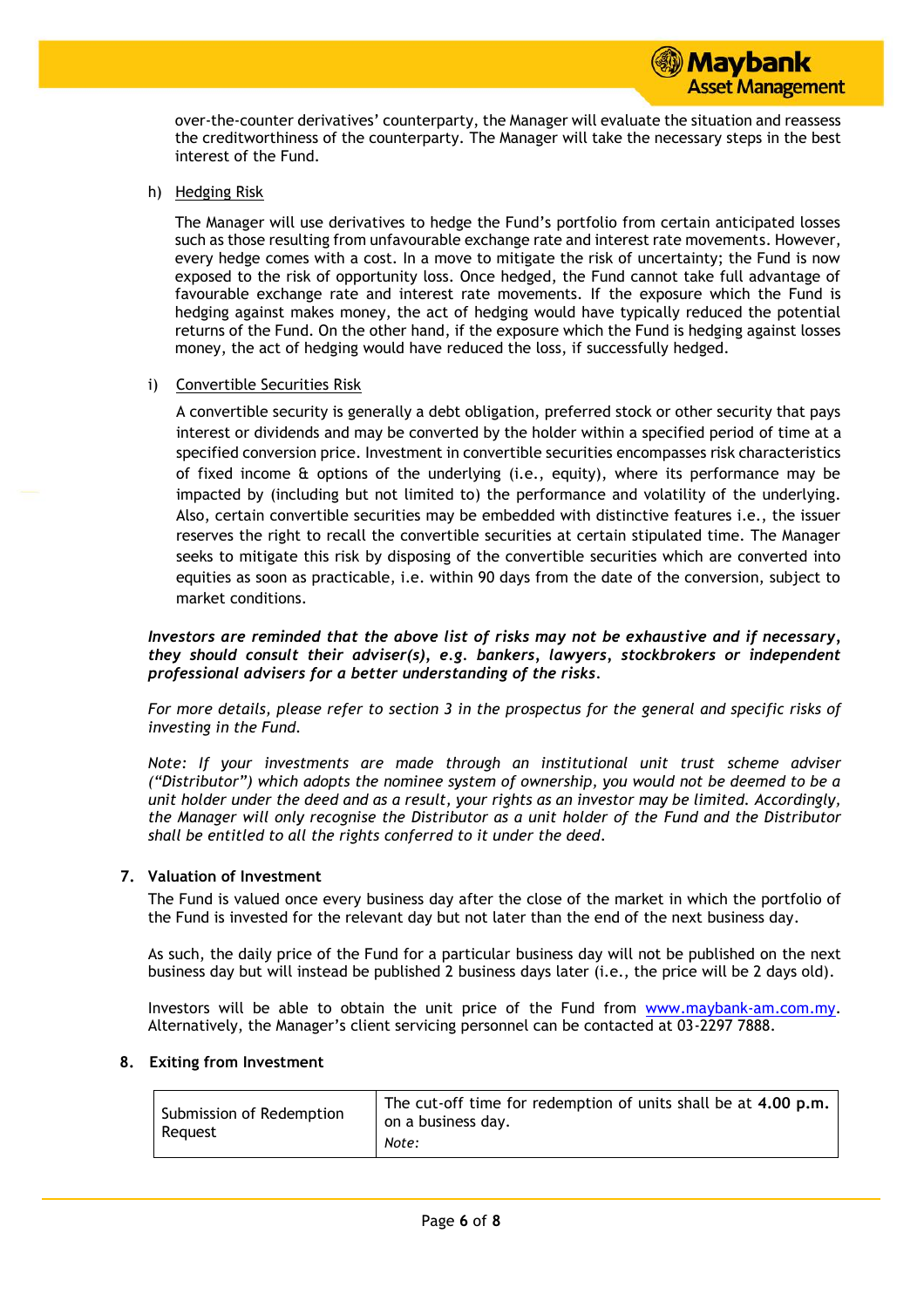over-the-counter derivatives' counterparty, the Manager will evaluate the situation and reassess the creditworthiness of the counterparty. The Manager will take the necessary steps in the best interest of the Fund.

h) Hedging Risk

The Manager will use derivatives to hedge the Fund's portfolio from certain anticipated losses such as those resulting from unfavourable exchange rate and interest rate movements. However, every hedge comes with a cost. In a move to mitigate the risk of uncertainty; the Fund is now exposed to the risk of opportunity loss. Once hedged, the Fund cannot take full advantage of favourable exchange rate and interest rate movements. If the exposure which the Fund is hedging against makes money, the act of hedging would have typically reduced the potential returns of the Fund. On the other hand, if the exposure which the Fund is hedging against losses money, the act of hedging would have reduced the loss, if successfully hedged.

i) Convertible Securities Risk

A convertible security is generally a debt obligation, preferred stock or other security that pays interest or dividends and may be converted by the holder within a specified period of time at a specified conversion price. Investment in convertible securities encompasses risk characteristics of fixed income & options of the underlying (i.e., equity), where its performance may be impacted by (including but not limited to) the performance and volatility of the underlying. Also, certain convertible securities may be embedded with distinctive features i.e., the issuer reserves the right to recall the convertible securities at certain stipulated time. The Manager seeks to mitigate this risk by disposing of the convertible securities which are converted into equities as soon as practicable, i.e. within 90 days from the date of the conversion, subject to market conditions.

***Investors are reminded that the above list of risks may not be exhaustive and if necessary, they should consult their adviser(s), e.g. bankers, lawyers, stockbrokers or independent professional advisers for a better understanding of the risks.***

*For more details, please refer to section 3 in the prospectus for the general and specific risks of investing in the Fund.*

*Note: If your investments are made through an institutional unit trust scheme adviser ("Distributor") which adopts the nominee system of ownership, you would not be deemed to be a unit holder under the deed and as a result, your rights as an investor may be limited. Accordingly, the Manager will only recognise the Distributor as a unit holder of the Fund and the Distributor shall be entitled to all the rights conferred to it under the deed.*

## 7. Valuation of Investment

The Fund is valued once every business day after the close of the market in which the portfolio of the Fund is invested for the relevant day but not later than the end of the next business day.

As such, the daily price of the Fund for a particular business day will not be published on the next business day but will instead be published 2 business days later (i.e., the price will be 2 days old).

Investors will be able to obtain the unit price of the Fund from www.maybank-am.com.my. Alternatively, the Manager's client servicing personnel can be contacted at 03-2297 7888.

## 8. Exiting from Investment

| | |
|---|---|
| Submission of Redemption Request | The cut-off time for redemption of units shall be at **4.00 p.m.** on a business day.<br>*Note:* |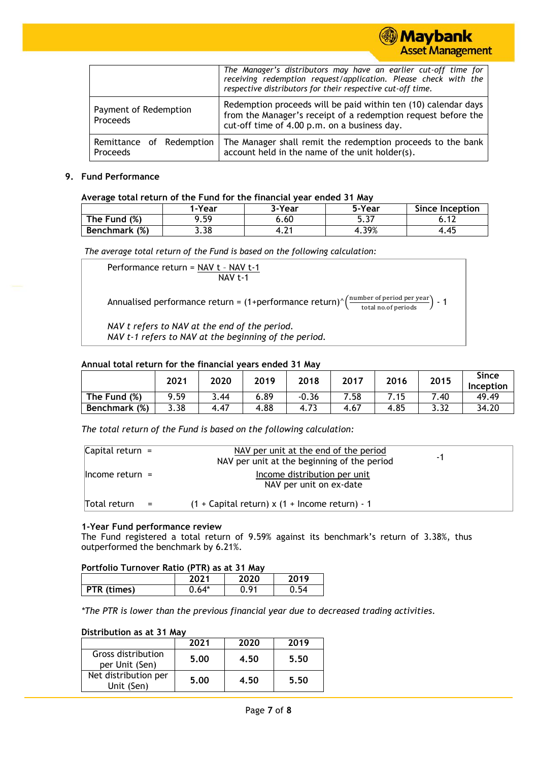| | |
|---|---|
| | *The Manager's distributors may have an earlier cut-off time for receiving redemption request/application. Please check with the respective distributors for their respective cut-off time.* |
| Payment of Redemption Proceeds | Redemption proceeds will be paid within ten (10) calendar days from the Manager's receipt of a redemption request before the cut-off time of 4.00 p.m. on a business day. |
| Remittance of Redemption Proceeds | The Manager shall remit the redemption proceeds to the bank account held in the name of the unit holder(s). |

## 9. Fund Performance

**Average total return of the Fund for the financial year ended 31 May**

| | 1-Year | 3-Year | 5-Year | Since Inception |
|---|---|---|---|---|
| **The Fund (%)** | 9.59 | 6.60 | 5.37 | 6.12 |
| **Benchmark (%)** | 3.38 | 4.21 | 4.39% | 4.45 |

*The average total return of the Fund is based on the following calculation:*

$$\text{Performance return} = \frac{\text{NAV t} - \text{NAV t-1}}{\text{NAV t-1}}$$

$$\text{Annualised performance return} = (1+\text{performance return})^{\wedge}\left(\frac{\text{number of period per year}}{\text{total no.of periods}}\right) - 1$$

*NAV t refers to NAV at the end of the period.*
*NAV t-1 refers to NAV at the beginning of the period.*

**Annual total return for the financial years ended 31 May**

| | 2021 | 2020 | 2019 | 2018 | 2017 | 2016 | 2015 | Since Inception |
|---|---|---|---|---|---|---|---|---|
| **The Fund (%)** | 9.59 | 3.44 | 6.89 | -0.36 | 7.58 | 7.15 | 7.40 | 49.49 |
| **Benchmark (%)** | 3.38 | 4.47 | 4.88 | 4.73 | 4.67 | 4.85 | 3.32 | 34.20 |

*The total return of the Fund is based on the following calculation:*

$$\text{Capital return} = \frac{\text{NAV per unit at the end of the period}}{\text{NAV per unit at the beginning of the period}} - 1$$

$$\text{Income return} = \frac{\text{Income distribution per unit}}{\text{NAV per unit on ex-date}}$$

$$\text{Total return} = (1 + \text{Capital return}) \times (1 + \text{Income return}) - 1$$

**1-Year Fund performance review**

The Fund registered a total return of 9.59% against its benchmark's return of 3.38%, thus outperformed the benchmark by 6.21%.

**Portfolio Turnover Ratio (PTR) as at 31 May**

| | 2021 | 2020 | 2019 |
|---|---|---|---|
| **PTR (times)** | 0.64* | 0.91 | 0.54 |

*\*The PTR is lower than the previous financial year due to decreased trading activities.*

**Distribution as at 31 May**

| | 2021 | 2020 | 2019 |
|---|---|---|---|
| Gross distribution per Unit (Sen) | **5.00** | **4.50** | **5.50** |
| Net distribution per Unit (Sen) | **5.00** | **4.50** | **5.50** |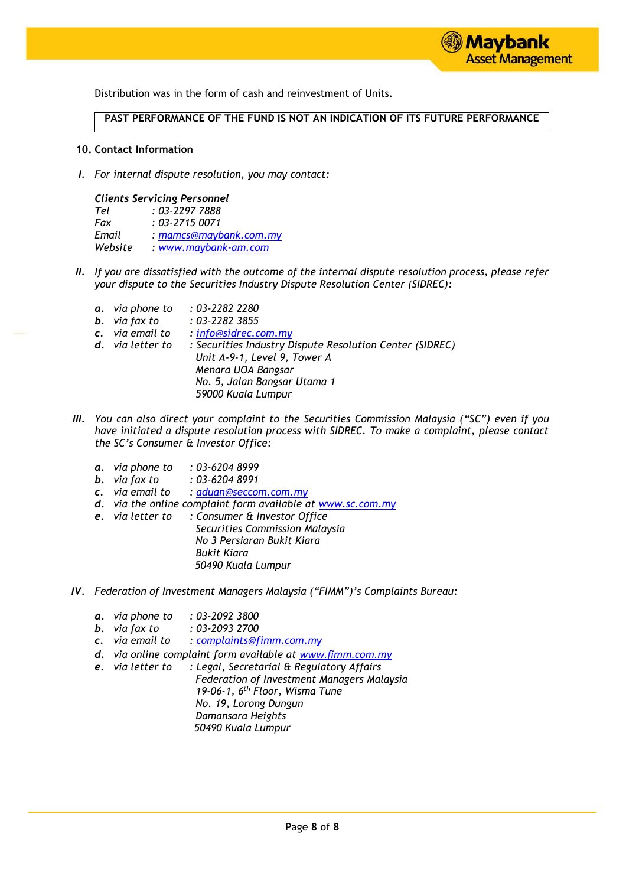Distribution was in the form of cash and reinvestment of Units.

**PAST PERFORMANCE OF THE FUND IS NOT AN INDICATION OF ITS FUTURE PERFORMANCE**

## 10. Contact Information

**I.** *For internal dispute resolution, you may contact:*

***Clients Servicing Personnel***
*Tel : 03-2297 7888*
*Fax : 03-2715 0071*
*Email : mamcs@maybank.com.my*
*Website : www.maybank-am.com*

**II.** *If you are dissatisfied with the outcome of the internal dispute resolution process, please refer your dispute to the Securities Industry Dispute Resolution Center (SIDREC):*

**a.** *via phone to : 03-2282 2280*
**b.** *via fax to : 03-2282 3855*
**c.** *via email to : info@sidrec.com.my*
**d.** *via letter to : Securities Industry Dispute Resolution Center (SIDREC)*
*Unit A-9-1, Level 9, Tower A*
*Menara UOA Bangsar*
*No. 5, Jalan Bangsar Utama 1*
*59000 Kuala Lumpur*

**III.** *You can also direct your complaint to the Securities Commission Malaysia ("SC") even if you have initiated a dispute resolution process with SIDREC. To make a complaint, please contact the SC's Consumer & Investor Office:*

**a.** *via phone to : 03-6204 8999*
**b.** *via fax to : 03-6204 8991*
**c.** *via email to : aduan@seccom.com.my*
**d.** *via the online complaint form available at www.sc.com.my*
**e.** *via letter to : Consumer & Investor Office*
*Securities Commission Malaysia*
*No 3 Persiaran Bukit Kiara*
*Bukit Kiara*
*50490 Kuala Lumpur*

**IV.** *Federation of Investment Managers Malaysia ("FIMM")'s Complaints Bureau:*

**a.** *via phone to : 03-2092 3800*
**b.** *via fax to : 03-2093 2700*
**c.** *via email to : complaints@fimm.com.my*
**d.** *via online complaint form available at www.fimm.com.my*
**e.** *via letter to : Legal, Secretarial & Regulatory Affairs*
*Federation of Investment Managers Malaysia*
*19-06-1, 6th Floor, Wisma Tune*
*No. 19, Lorong Dungun*
*Damansara Heights*
*50490 Kuala Lumpur*